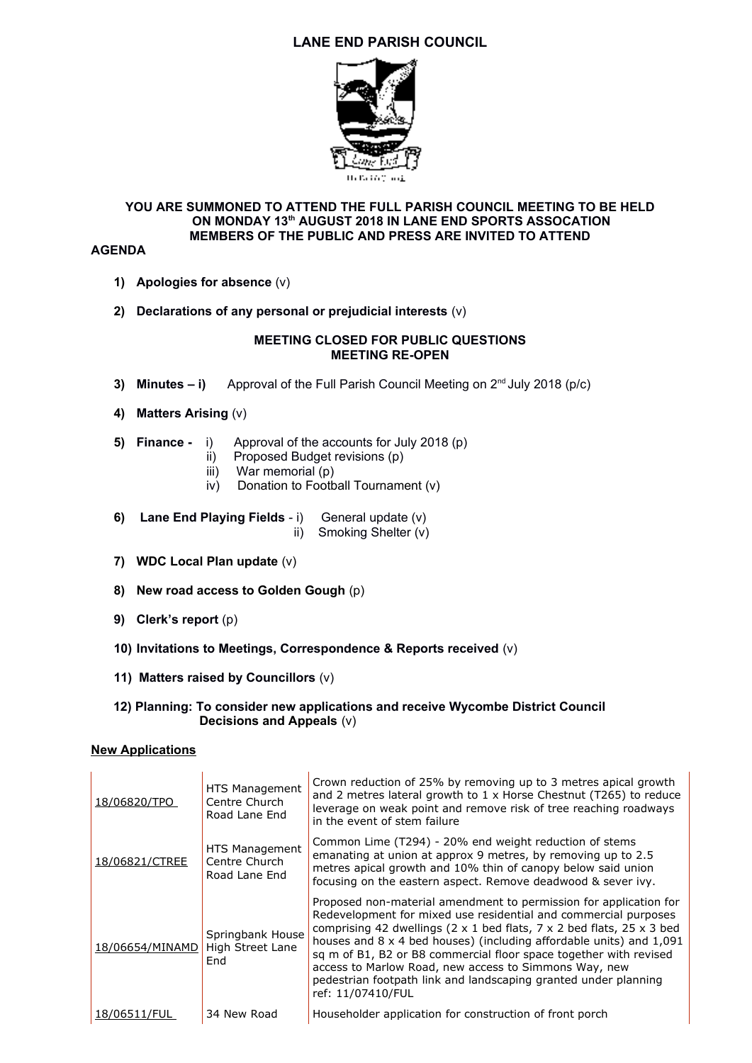# LANE END PARISH COUNCIL

**YOU ARE SUMMONED TO ATTEND THE FULL PARISH COUNCIL MEETING TO BE HELD ON MONDAY 13th AUGUST 2018 IN LANE END SPORTS ASSOCATION MEMBERS OF THE PUBLIC AND PRESS ARE INVITED TO ATTEND**

**AGENDA**

1) **Apologies for absence** (v)

2) **Declarations of any personal or prejudicial interests** (v)

**MEETING CLOSED FOR PUBLIC QUESTIONS**
**MEETING RE-OPEN**

3) **Minutes – i)** Approval of the Full Parish Council Meeting on 2nd July 2018 (p/c)

4) **Matters Arising** (v)

5) **Finance -**
   i) Approval of the accounts for July 2018 (p)
   ii) Proposed Budget revisions (p)
   iii) War memorial (p)
   iv) Donation to Football Tournament (v)

6) **Lane End Playing Fields** -
   i) General update (v)
   ii) Smoking Shelter (v)

7) **WDC Local Plan update** (v)

8) **New road access to Golden Gough** (p)

9) **Clerk's report** (p)

10) **Invitations to Meetings, Correspondence & Reports received** (v)

11) **Matters raised by Councillors** (v)

12) **Planning: To consider new applications and receive Wycombe District Council Decisions and Appeals** (v)

**New Applications**

| | | |
|---|---|---|
| 18/06820/TPO | HTS Management Centre Church Road Lane End | Crown reduction of 25% by removing up to 3 metres apical growth and 2 metres lateral growth to 1 x Horse Chestnut (T265) to reduce leverage on weak point and remove risk of tree reaching roadways in the event of stem failure |
| 18/06821/CTREE | HTS Management Centre Church Road Lane End | Common Lime (T294) - 20% end weight reduction of stems emanating at union at approx 9 metres, by removing up to 2.5 metres apical growth and 10% thin of canopy below said union focusing on the eastern aspect. Remove deadwood & sever ivy. |
| 18/06654/MINAMD | Springbank House High Street Lane End | Proposed non-material amendment to permission for application for Redevelopment for mixed use residential and commercial purposes comprising 42 dwellings (2 x 1 bed flats, 7 x 2 bed flats, 25 x 3 bed houses and 8 x 4 bed houses) (including affordable units) and 1,091 sq m of B1, B2 or B8 commercial floor space together with revised access to Marlow Road, new access to Simmons Way, new pedestrian footpath link and landscaping granted under planning ref: 11/07410/FUL |
| 18/06511/FUL | 34 New Road | Householder application for construction of front porch |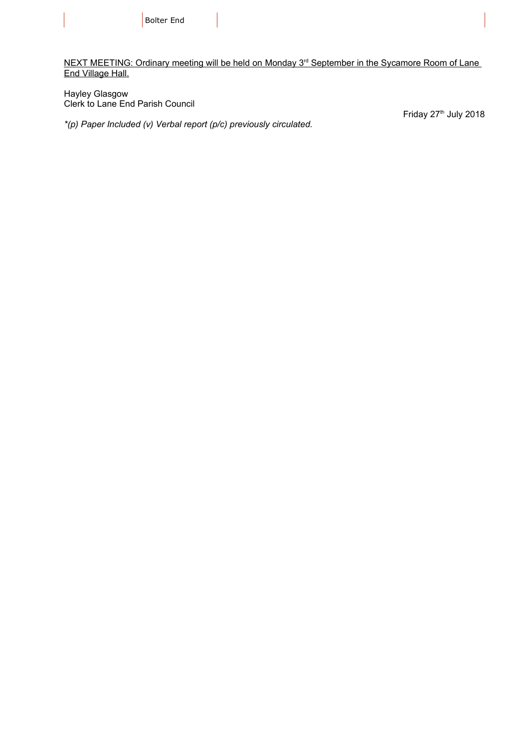| | Bolter End | |
|---|---|---|

<u>NEXT MEETING: Ordinary meeting will be held on Monday 3rd September in the Sycamore Room of Lane End Village Hall.</u>

Hayley Glasgow
Clerk to Lane End Parish Council

Friday 27th July 2018

*\*(p) Paper Included (v) Verbal report (p/c) previously circulated.*